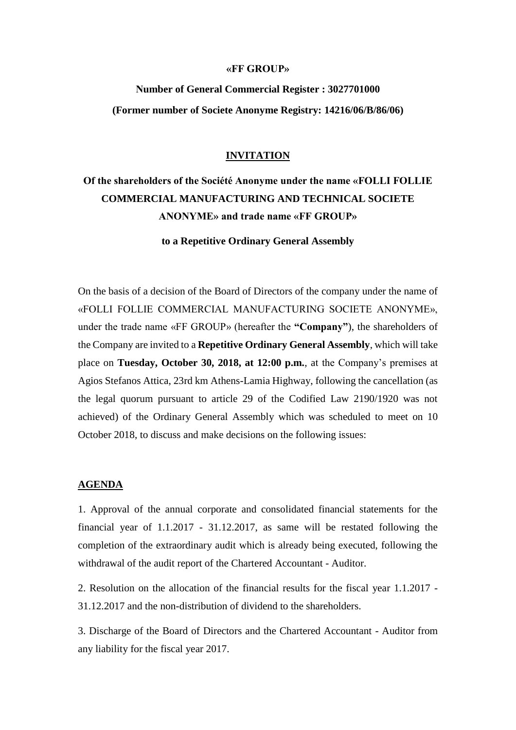**«FF GROUP»**

**Number of General Commercial Register : 3027701000**

**(Former number of Societe Anonyme Registry: 14216/06/B/86/06)**

# INVITATION

## Of the shareholders of the Société Anonyme under the name «FOLLI FOLLIE COMMERCIAL MANUFACTURING AND TECHNICAL SOCIETE ANONYME» and trade name «FF GROUP»

**to a Repetitive Ordinary General Assembly**

On the basis of a decision of the Board of Directors of the company under the name of «FOLLI FOLLIE COMMERCIAL MANUFACTURING SOCIETE ANONYME», under the trade name «FF GROUP» (hereafter the **"Company"**), the shareholders of the Company are invited to a **Repetitive Ordinary General Assembly**, which will take place on **Tuesday, October 30, 2018, at 12:00 p.m.**, at the Company's premises at Agios Stefanos Attica, 23rd km Athens-Lamia Highway, following the cancellation (as the legal quorum pursuant to article 29 of the Codified Law 2190/1920 was not achieved) of the Ordinary General Assembly which was scheduled to meet on 10 October 2018, to discuss and make decisions on the following issues:

## AGENDA

1. Approval of the annual corporate and consolidated financial statements for the financial year of 1.1.2017 - 31.12.2017, as same will be restated following the completion of the extraordinary audit which is already being executed, following the withdrawal of the audit report of the Chartered Accountant - Auditor.

2. Resolution on the allocation of the financial results for the fiscal year 1.1.2017 - 31.12.2017 and the non-distribution of dividend to the shareholders.

3. Discharge of the Board of Directors and the Chartered Accountant - Auditor from any liability for the fiscal year 2017.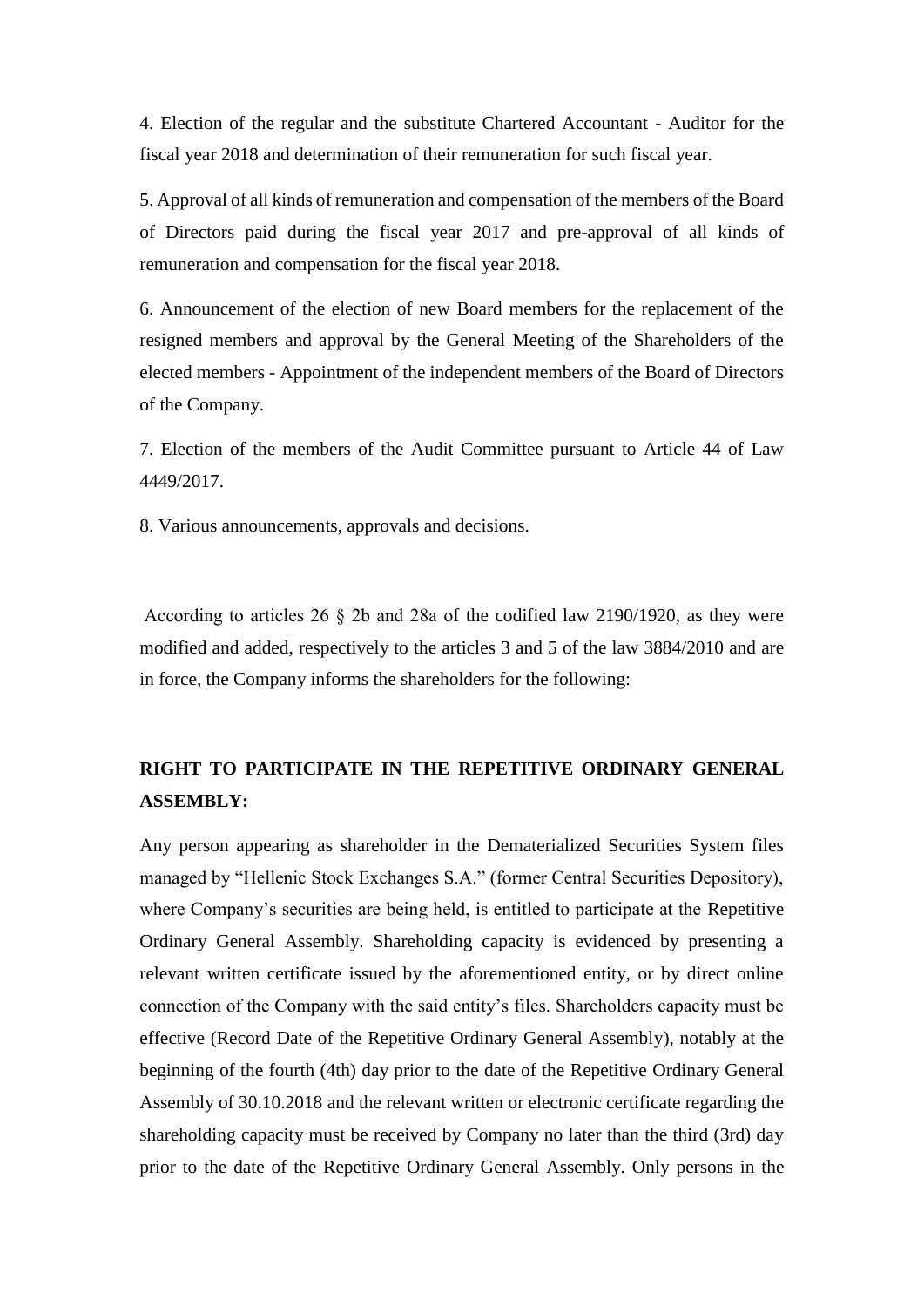4. Election of the regular and the substitute Chartered Accountant - Auditor for the fiscal year 2018 and determination of their remuneration for such fiscal year.

5. Approval of all kinds of remuneration and compensation of the members of the Board of Directors paid during the fiscal year 2017 and pre-approval of all kinds of remuneration and compensation for the fiscal year 2018.

6. Announcement of the election of new Board members for the replacement of the resigned members and approval by the General Meeting of the Shareholders of the elected members - Appointment of the independent members of the Board of Directors of the Company.

7. Election of the members of the Audit Committee pursuant to Article 44 of Law 4449/2017.

8. Various announcements, approvals and decisions.

According to articles 26 § 2b and 28a of the codified law 2190/1920, as they were modified and added, respectively to the articles 3 and 5 of the law 3884/2010 and are in force, the Company informs the shareholders for the following:

**RIGHT TO PARTICIPATE IN THE REPETITIVE ORDINARY GENERAL ASSEMBLY:**

Any person appearing as shareholder in the Dematerialized Securities System files managed by "Hellenic Stock Exchanges S.A." (former Central Securities Depository), where Company's securities are being held, is entitled to participate at the Repetitive Ordinary General Assembly. Shareholding capacity is evidenced by presenting a relevant written certificate issued by the aforementioned entity, or by direct online connection of the Company with the said entity's files. Shareholders capacity must be effective (Record Date of the Repetitive Ordinary General Assembly), notably at the beginning of the fourth (4th) day prior to the date of the Repetitive Ordinary General Assembly of 30.10.2018 and the relevant written or electronic certificate regarding the shareholding capacity must be received by Company no later than the third (3rd) day prior to the date of the Repetitive Ordinary General Assembly. Only persons in the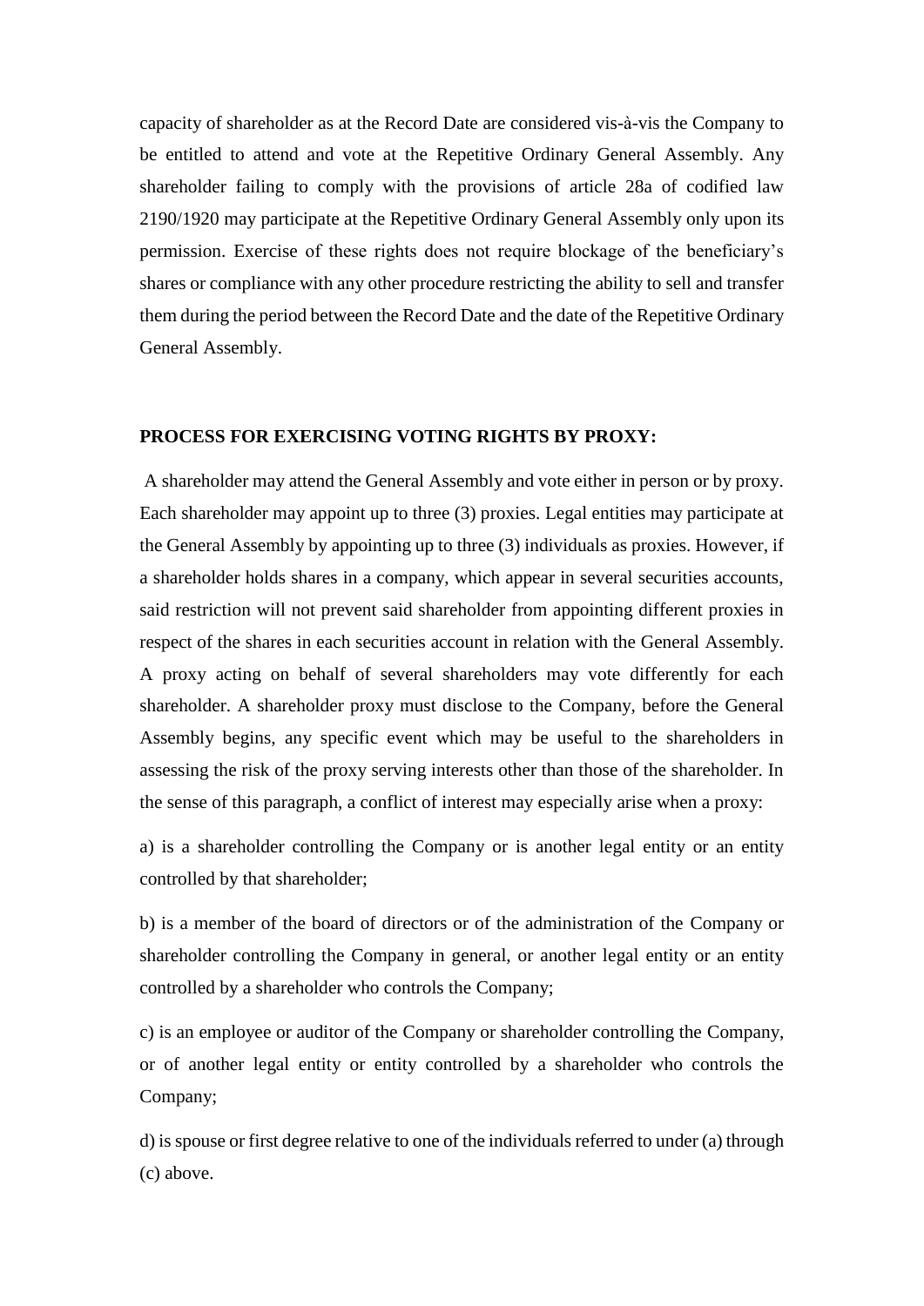capacity of shareholder as at the Record Date are considered vis-à-vis the Company to be entitled to attend and vote at the Repetitive Ordinary General Assembly. Any shareholder failing to comply with the provisions of article 28a of codified law 2190/1920 may participate at the Repetitive Ordinary General Assembly only upon its permission. Exercise of these rights does not require blockage of the beneficiary's shares or compliance with any other procedure restricting the ability to sell and transfer them during the period between the Record Date and the date of the Repetitive Ordinary General Assembly.

**PROCESS FOR EXERCISING VOTING RIGHTS BY PROXY:**

A shareholder may attend the General Assembly and vote either in person or by proxy. Each shareholder may appoint up to three (3) proxies. Legal entities may participate at the General Assembly by appointing up to three (3) individuals as proxies. However, if a shareholder holds shares in a company, which appear in several securities accounts, said restriction will not prevent said shareholder from appointing different proxies in respect of the shares in each securities account in relation with the General Assembly. A proxy acting on behalf of several shareholders may vote differently for each shareholder. A shareholder proxy must disclose to the Company, before the General Assembly begins, any specific event which may be useful to the shareholders in assessing the risk of the proxy serving interests other than those of the shareholder. In the sense of this paragraph, a conflict of interest may especially arise when a proxy:

a) is a shareholder controlling the Company or is another legal entity or an entity controlled by that shareholder;

b) is a member of the board of directors or of the administration of the Company or shareholder controlling the Company in general, or another legal entity or an entity controlled by a shareholder who controls the Company;

c) is an employee or auditor of the Company or shareholder controlling the Company, or of another legal entity or entity controlled by a shareholder who controls the Company;

d) is spouse or first degree relative to one of the individuals referred to under (a) through (c) above.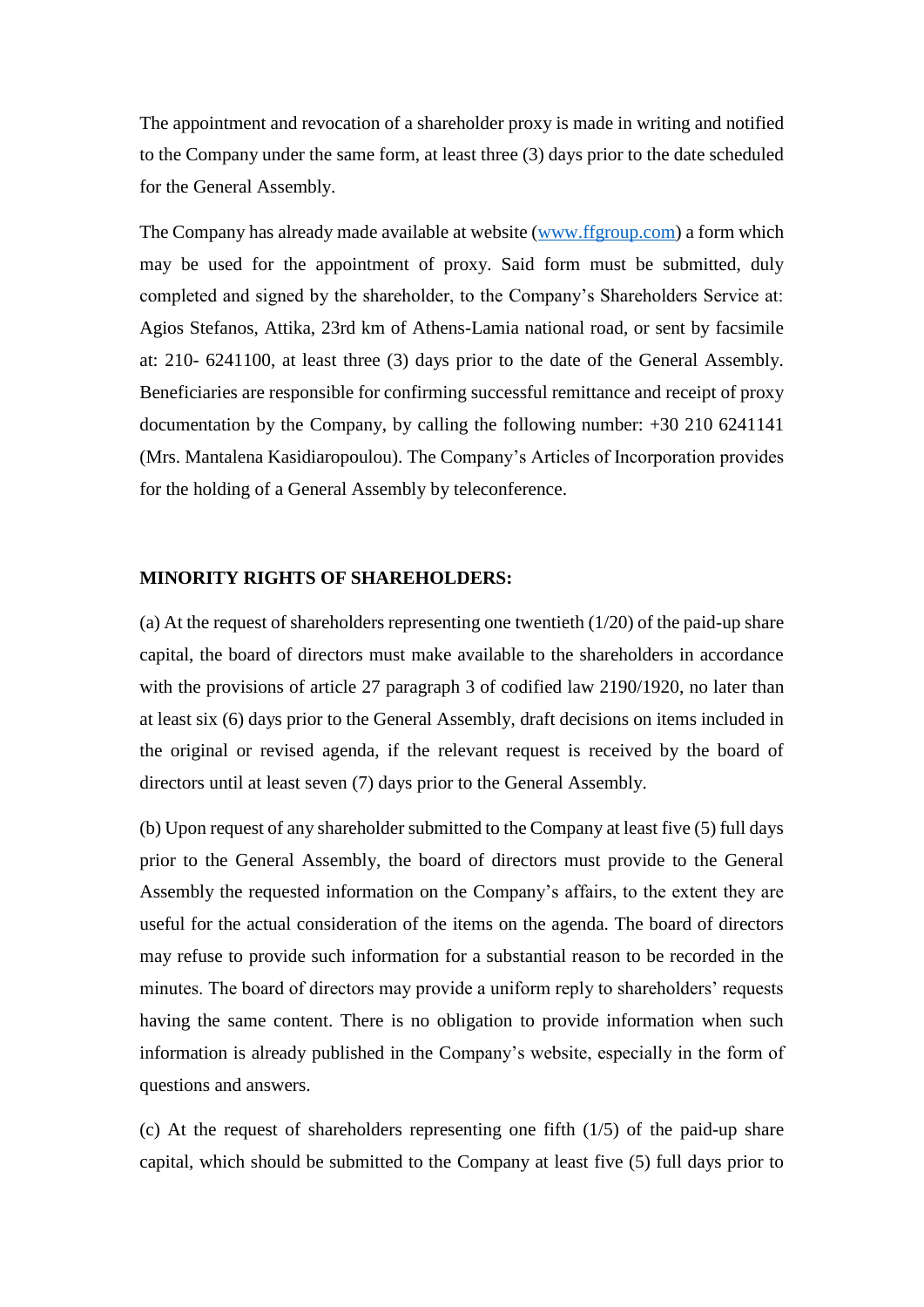The appointment and revocation of a shareholder proxy is made in writing and notified to the Company under the same form, at least three (3) days prior to the date scheduled for the General Assembly.

The Company has already made available at website ([www.ffgroup.com](www.ffgroup.com)) a form which may be used for the appointment of proxy. Said form must be submitted, duly completed and signed by the shareholder, to the Company's Shareholders Service at: Agios Stefanos, Attika, 23rd km of Athens-Lamia national road, or sent by facsimile at: 210- 6241100, at least three (3) days prior to the date of the General Assembly. Beneficiaries are responsible for confirming successful remittance and receipt of proxy documentation by the Company, by calling the following number: +30 210 6241141 (Mrs. Mantalena Kasidiaropoulou). The Company's Articles of Incorporation provides for the holding of a General Assembly by teleconference.

**MINORITY RIGHTS OF SHAREHOLDERS:**

(a) At the request of shareholders representing one twentieth (1/20) of the paid-up share capital, the board of directors must make available to the shareholders in accordance with the provisions of article 27 paragraph 3 of codified law 2190/1920, no later than at least six (6) days prior to the General Assembly, draft decisions on items included in the original or revised agenda, if the relevant request is received by the board of directors until at least seven (7) days prior to the General Assembly.

(b) Upon request of any shareholder submitted to the Company at least five (5) full days prior to the General Assembly, the board of directors must provide to the General Assembly the requested information on the Company's affairs, to the extent they are useful for the actual consideration of the items on the agenda. The board of directors may refuse to provide such information for a substantial reason to be recorded in the minutes. The board of directors may provide a uniform reply to shareholders' requests having the same content. There is no obligation to provide information when such information is already published in the Company's website, especially in the form of questions and answers.

(c) At the request of shareholders representing one fifth (1/5) of the paid-up share capital, which should be submitted to the Company at least five (5) full days prior to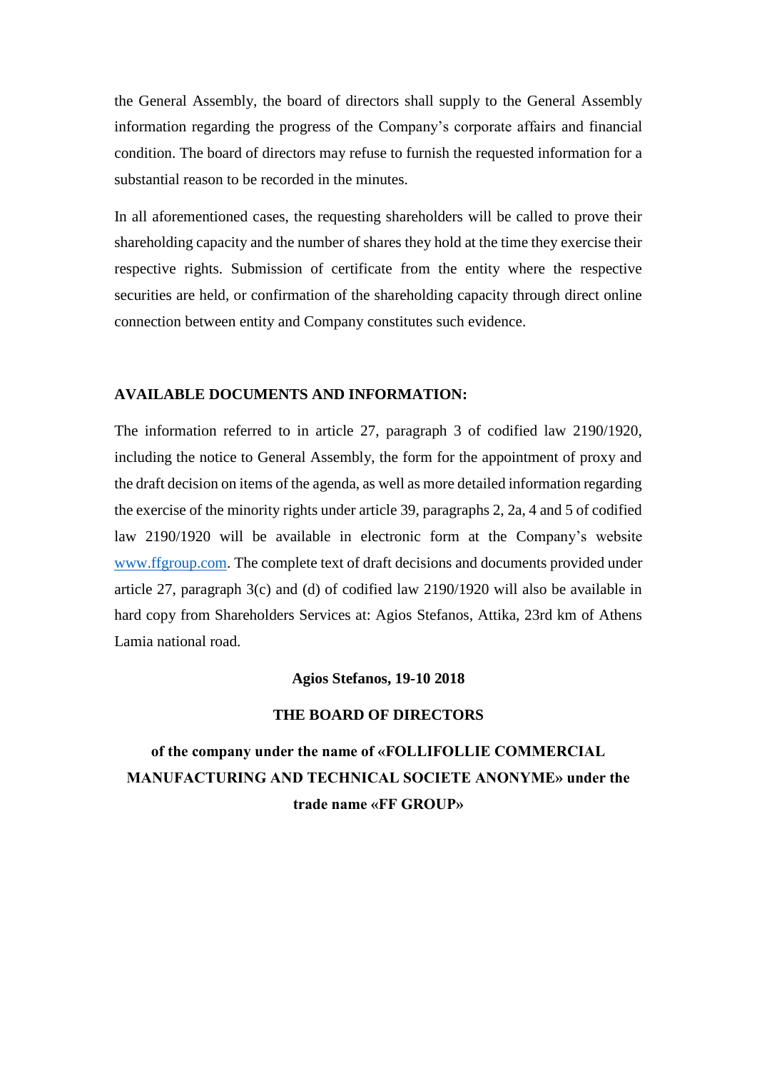the General Assembly, the board of directors shall supply to the General Assembly information regarding the progress of the Company's corporate affairs and financial condition. The board of directors may refuse to furnish the requested information for a substantial reason to be recorded in the minutes.

In all aforementioned cases, the requesting shareholders will be called to prove their shareholding capacity and the number of shares they hold at the time they exercise their respective rights. Submission of certificate from the entity where the respective securities are held, or confirmation of the shareholding capacity through direct online connection between entity and Company constitutes such evidence.

**AVAILABLE DOCUMENTS AND INFORMATION:**

The information referred to in article 27, paragraph 3 of codified law 2190/1920, including the notice to General Assembly, the form for the appointment of proxy and the draft decision on items of the agenda, as well as more detailed information regarding the exercise of the minority rights under article 39, paragraphs 2, 2a, 4 and 5 of codified law 2190/1920 will be available in electronic form at the Company's website www.ffgroup.com. The complete text of draft decisions and documents provided under article 27, paragraph 3(c) and (d) of codified law 2190/1920 will also be available in hard copy from Shareholders Services at: Agios Stefanos, Attika, 23rd km of Athens Lamia national road.

**Agios Stefanos, 19-10 2018**

**THE BOARD OF DIRECTORS**

**of the company under the name of «FOLLIFOLLIE COMMERCIAL MANUFACTURING AND TECHNICAL SOCIETE ANONYME» under the trade name «FF GROUP»**